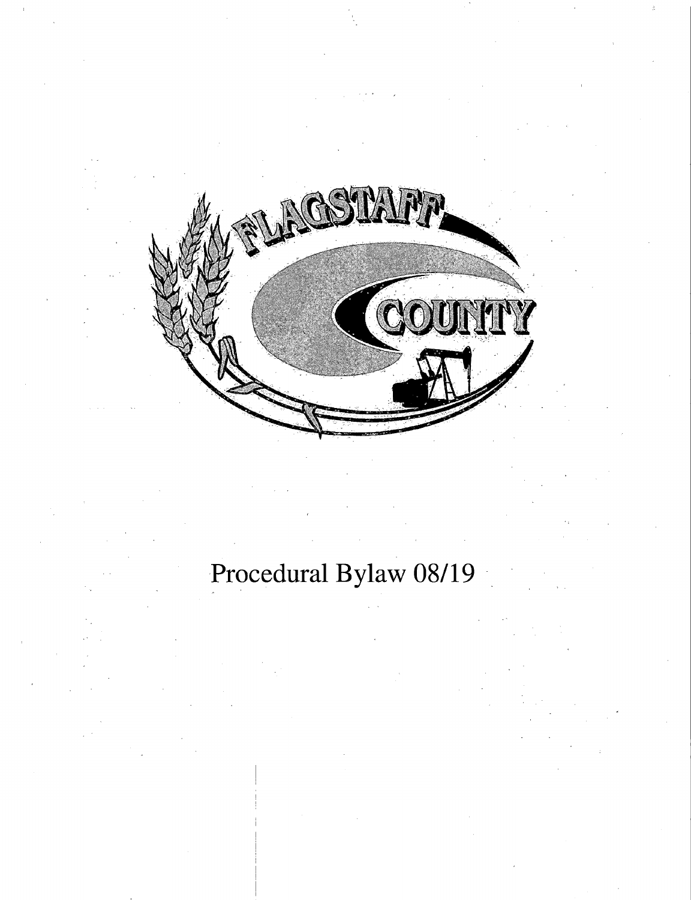FLAGSTAFF COUNTY

# Procedural Bylaw 08/19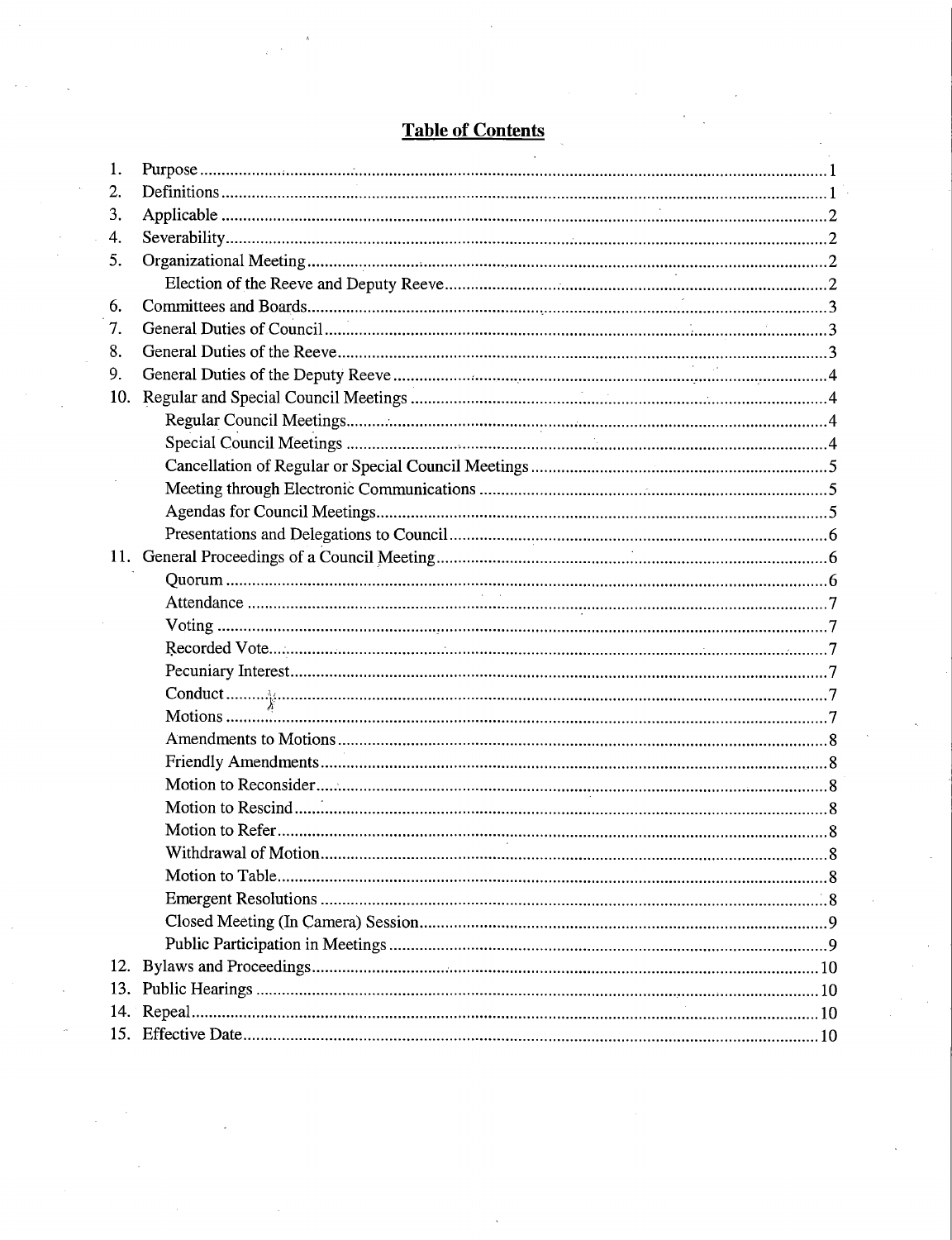# Table of Contents

1. Purpose ........................................ 1
2. Definitions ........................................ 1
3. Applicable ........................................ 2
4. Severability ........................................ 2
5. Organizational Meeting ........................................ 2
   - Election of the Reeve and Deputy Reeve ........................................ 2
6. Committees and Boards ........................................ 3
7. General Duties of Council ........................................ 3
8. General Duties of the Reeve ........................................ 3
9. General Duties of the Deputy Reeve ........................................ 4
10. Regular and Special Council Meetings ........................................ 4
    - Regular Council Meetings ........................................ 4
    - Special Council Meetings ........................................ 4
    - Cancellation of Regular or Special Council Meetings ........................................ 5
    - Meeting through Electronic Communications ........................................ 5
    - Agendas for Council Meetings ........................................ 5
    - Presentations and Delegations to Council ........................................ 6
11. General Proceedings of a Council Meeting ........................................ 6
    - Quorum ........................................ 6
    - Attendance ........................................ 7
    - Voting ........................................ 7
    - Recorded Vote ........................................ 7
    - Pecuniary Interest ........................................ 7
    - Conduct ........................................ 7
    - Motions ........................................ 7
    - Amendments to Motions ........................................ 8
    - Friendly Amendments ........................................ 8
    - Motion to Reconsider ........................................ 8
    - Motion to Rescind ........................................ 8
    - Motion to Refer ........................................ 8
    - Withdrawal of Motion ........................................ 8
    - Motion to Table ........................................ 8
    - Emergent Resolutions ........................................ 8
    - Closed Meeting (In Camera) Session ........................................ 9
    - Public Participation in Meetings ........................................ 9
12. Bylaws and Proceedings ........................................ 10
13. Public Hearings ........................................ 10
14. Repeal ........................................ 10
15. Effective Date ........................................ 10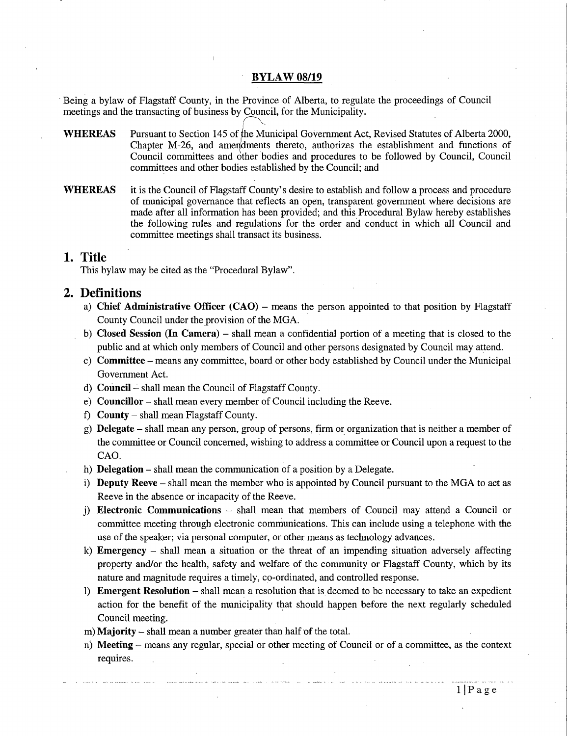**BYLAW 08/19**

Being a bylaw of Flagstaff County, in the Province of Alberta, to regulate the proceedings of Council meetings and the transacting of business by Council, for the Municipality.

**WHEREAS** Pursuant to Section 145 of the Municipal Government Act, Revised Statutes of Alberta 2000, Chapter M-26, and amendments thereto, authorizes the establishment and functions of Council committees and other bodies and procedures to be followed by Council, Council committees and other bodies established by the Council; and

**WHEREAS** it is the Council of Flagstaff County's desire to establish and follow a process and procedure of municipal governance that reflects an open, transparent government where decisions are made after all information has been provided; and this Procedural Bylaw hereby establishes the following rules and regulations for the order and conduct in which all Council and committee meetings shall transact its business.

## 1. Title

This bylaw may be cited as the "Procedural Bylaw".

## 2. Definitions

a) **Chief Administrative Officer (CAO)** – means the person appointed to that position by Flagstaff County Council under the provision of the MGA.

b) **Closed Session (In Camera)** – shall mean a confidential portion of a meeting that is closed to the public and at which only members of Council and other persons designated by Council may attend.

c) **Committee** – means any committee, board or other body established by Council under the Municipal Government Act.

d) **Council** – shall mean the Council of Flagstaff County.

e) **Councillor** – shall mean every member of Council including the Reeve.

f) **County** – shall mean Flagstaff County.

g) **Delegate** – shall mean any person, group of persons, firm or organization that is neither a member of the committee or Council concerned, wishing to address a committee or Council upon a request to the CAO.

h) **Delegation** – shall mean the communication of a position by a Delegate.

i) **Deputy Reeve** – shall mean the member who is appointed by Council pursuant to the MGA to act as Reeve in the absence or incapacity of the Reeve.

j) **Electronic Communications** – shall mean that members of Council may attend a Council or committee meeting through electronic communications. This can include using a telephone with the use of the speaker; via personal computer, or other means as technology advances.

k) **Emergency** – shall mean a situation or the threat of an impending situation adversely affecting property and/or the health, safety and welfare of the community or Flagstaff County, which by its nature and magnitude requires a timely, co-ordinated, and controlled response.

l) **Emergent Resolution** – shall mean a resolution that is deemed to be necessary to take an expedient action for the benefit of the municipality that should happen before the next regularly scheduled Council meeting.

m) **Majority** – shall mean a number greater than half of the total.

n) **Meeting** – means any regular, special or other meeting of Council or of a committee, as the context requires.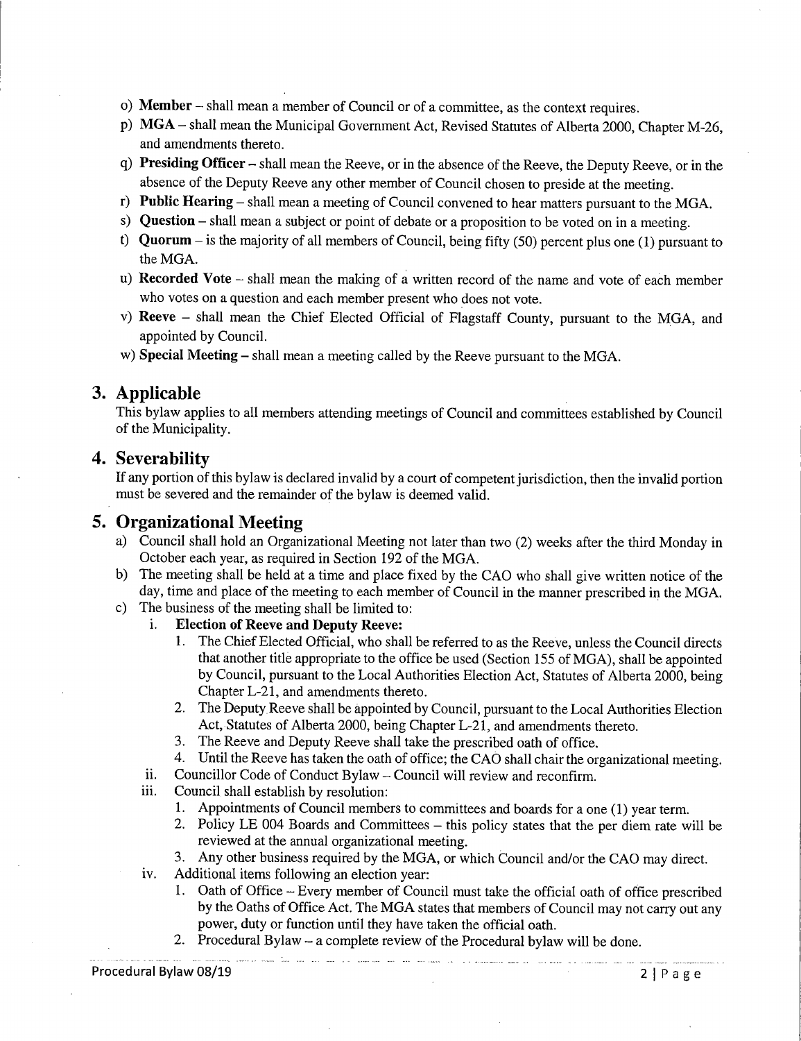o) **Member** – shall mean a member of Council or of a committee, as the context requires.
p) **MGA** – shall mean the Municipal Government Act, Revised Statutes of Alberta 2000, Chapter M-26, and amendments thereto.
q) **Presiding Officer** – shall mean the Reeve, or in the absence of the Reeve, the Deputy Reeve, or in the absence of the Deputy Reeve any other member of Council chosen to preside at the meeting.
r) **Public Hearing** – shall mean a meeting of Council convened to hear matters pursuant to the MGA.
s) **Question** – shall mean a subject or point of debate or a proposition to be voted on in a meeting.
t) **Quorum** – is the majority of all members of Council, being fifty (50) percent plus one (1) pursuant to the MGA.
u) **Recorded Vote** – shall mean the making of a written record of the name and vote of each member who votes on a question and each member present who does not vote.
v) **Reeve** – shall mean the Chief Elected Official of Flagstaff County, pursuant to the MGA, and appointed by Council.
w) **Special Meeting** – shall mean a meeting called by the Reeve pursuant to the MGA.

## 3. Applicable

This bylaw applies to all members attending meetings of Council and committees established by Council of the Municipality.

## 4. Severability

If any portion of this bylaw is declared invalid by a court of competent jurisdiction, then the invalid portion must be severed and the remainder of the bylaw is deemed valid.

## 5. Organizational Meeting

a) Council shall hold an Organizational Meeting not later than two (2) weeks after the third Monday in October each year, as required in Section 192 of the MGA.
b) The meeting shall be held at a time and place fixed by the CAO who shall give written notice of the day, time and place of the meeting to each member of Council in the manner prescribed in the MGA.
c) The business of the meeting shall be limited to:
   i. **Election of Reeve and Deputy Reeve:**
      1. The Chief Elected Official, who shall be referred to as the Reeve, unless the Council directs that another title appropriate to the office be used (Section 155 of MGA), shall be appointed by Council, pursuant to the Local Authorities Election Act, Statutes of Alberta 2000, being Chapter L-21, and amendments thereto.
      2. The Deputy Reeve shall be appointed by Council, pursuant to the Local Authorities Election Act, Statutes of Alberta 2000, being Chapter L-21, and amendments thereto.
      3. The Reeve and Deputy Reeve shall take the prescribed oath of office.
      4. Until the Reeve has taken the oath of office; the CAO shall chair the organizational meeting.
   ii. Councillor Code of Conduct Bylaw – Council will review and reconfirm.
   iii. Council shall establish by resolution:
      1. Appointments of Council members to committees and boards for a one (1) year term.
      2. Policy LE 004 Boards and Committees – this policy states that the per diem rate will be reviewed at the annual organizational meeting.
      3. Any other business required by the MGA, or which Council and/or the CAO may direct.
   iv. Additional items following an election year:
      1. Oath of Office – Every member of Council must take the official oath of office prescribed by the Oaths of Office Act. The MGA states that members of Council may not carry out any power, duty or function until they have taken the official oath.
      2. Procedural Bylaw – a complete review of the Procedural bylaw will be done.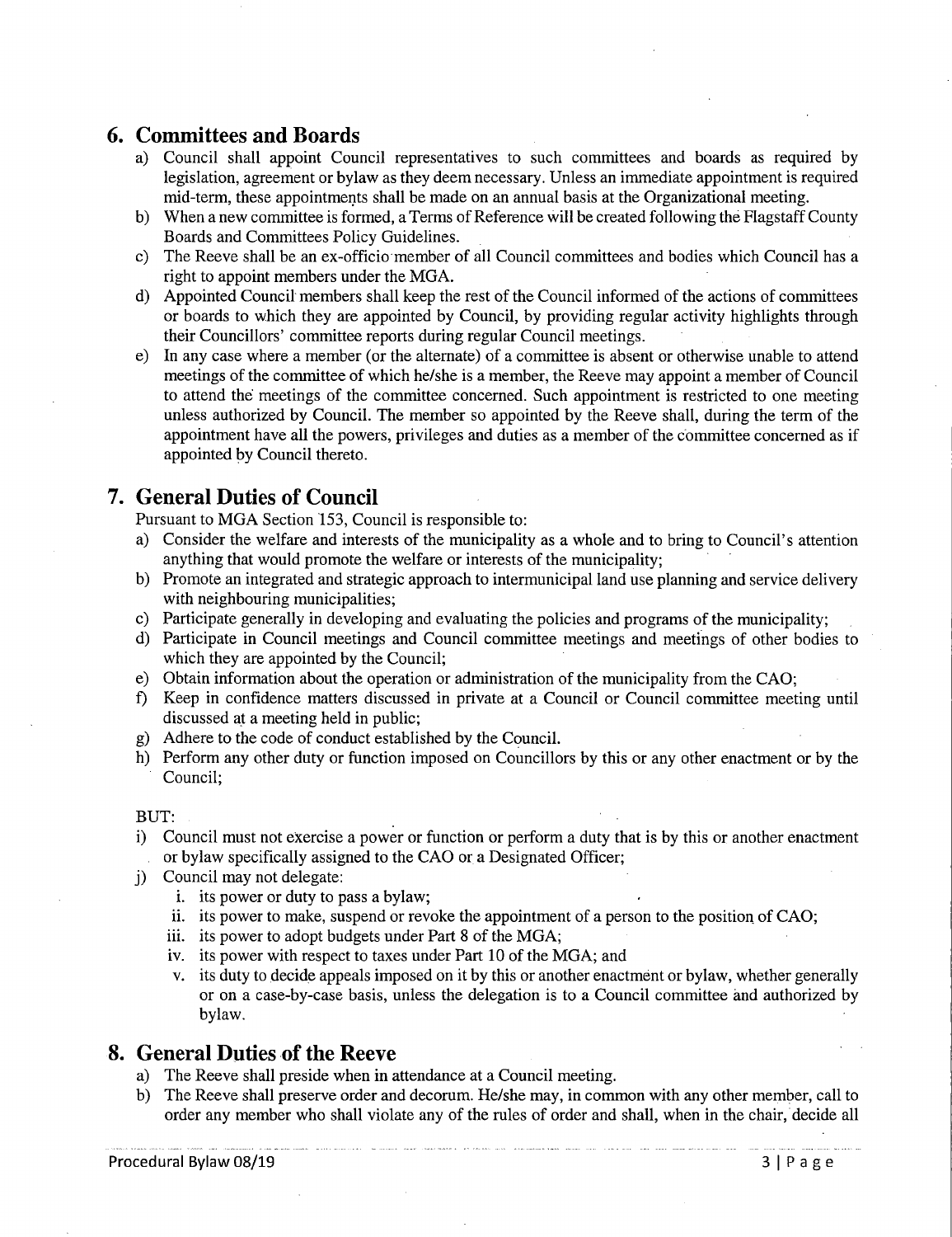## 6. Committees and Boards

a) Council shall appoint Council representatives to such committees and boards as required by legislation, agreement or bylaw as they deem necessary. Unless an immediate appointment is required mid-term, these appointments shall be made on an annual basis at the Organizational meeting.

b) When a new committee is formed, a Terms of Reference will be created following the Flagstaff County Boards and Committees Policy Guidelines.

c) The Reeve shall be an ex-officio member of all Council committees and bodies which Council has a right to appoint members under the MGA.

d) Appointed Council members shall keep the rest of the Council informed of the actions of committees or boards to which they are appointed by Council, by providing regular activity highlights through their Councillors' committee reports during regular Council meetings.

e) In any case where a member (or the alternate) of a committee is absent or otherwise unable to attend meetings of the committee of which he/she is a member, the Reeve may appoint a member of Council to attend the meetings of the committee concerned. Such appointment is restricted to one meeting unless authorized by Council. The member so appointed by the Reeve shall, during the term of the appointment have all the powers, privileges and duties as a member of the committee concerned as if appointed by Council thereto.

## 7. General Duties of Council

Pursuant to MGA Section 153, Council is responsible to:

a) Consider the welfare and interests of the municipality as a whole and to bring to Council's attention anything that would promote the welfare or interests of the municipality;

b) Promote an integrated and strategic approach to intermunicipal land use planning and service delivery with neighbouring municipalities;

c) Participate generally in developing and evaluating the policies and programs of the municipality;

d) Participate in Council meetings and Council committee meetings and meetings of other bodies to which they are appointed by the Council;

e) Obtain information about the operation or administration of the municipality from the CAO;

f) Keep in confidence matters discussed in private at a Council or Council committee meeting until discussed at a meeting held in public;

g) Adhere to the code of conduct established by the Council.

h) Perform any other duty or function imposed on Councillors by this or any other enactment or by the Council;

BUT:

i) Council must not exercise a power or function or perform a duty that is by this or another enactment or bylaw specifically assigned to the CAO or a Designated Officer;

j) Council may not delegate:

   i. its power or duty to pass a bylaw;
   ii. its power to make, suspend or revoke the appointment of a person to the position of CAO;
   iii. its power to adopt budgets under Part 8 of the MGA;
   iv. its power with respect to taxes under Part 10 of the MGA; and
   v. its duty to decide appeals imposed on it by this or another enactment or bylaw, whether generally or on a case-by-case basis, unless the delegation is to a Council committee and authorized by bylaw.

## 8. General Duties of the Reeve

a) The Reeve shall preside when in attendance at a Council meeting.

b) The Reeve shall preserve order and decorum. He/she may, in common with any other member, call to order any member who shall violate any of the rules of order and shall, when in the chair, decide all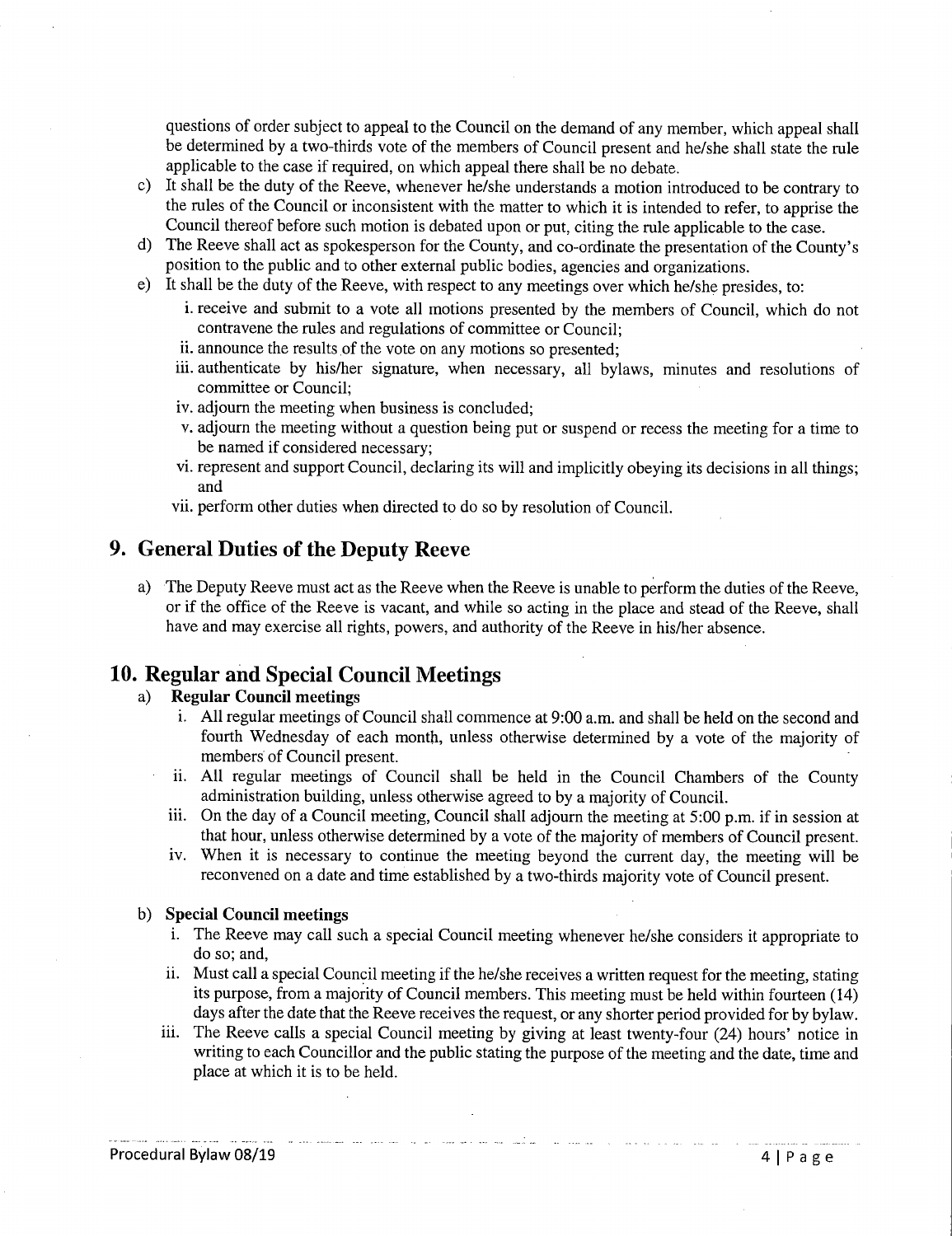questions of order subject to appeal to the Council on the demand of any member, which appeal shall be determined by a two-thirds vote of the members of Council present and he/she shall state the rule applicable to the case if required, on which appeal there shall be no debate.

c) It shall be the duty of the Reeve, whenever he/she understands a motion introduced to be contrary to the rules of the Council or inconsistent with the matter to which it is intended to refer, to apprise the Council thereof before such motion is debated upon or put, citing the rule applicable to the case.
d) The Reeve shall act as spokesperson for the County, and co-ordinate the presentation of the County's position to the public and to other external public bodies, agencies and organizations.
e) It shall be the duty of the Reeve, with respect to any meetings over which he/she presides, to:
   i. receive and submit to a vote all motions presented by the members of Council, which do not contravene the rules and regulations of committee or Council;
   ii. announce the results of the vote on any motions so presented;
   iii. authenticate by his/her signature, when necessary, all bylaws, minutes and resolutions of committee or Council;
   iv. adjourn the meeting when business is concluded;
   v. adjourn the meeting without a question being put or suspend or recess the meeting for a time to be named if considered necessary;
   vi. represent and support Council, declaring its will and implicitly obeying its decisions in all things; and
   vii. perform other duties when directed to do so by resolution of Council.

## 9. General Duties of the Deputy Reeve

a) The Deputy Reeve must act as the Reeve when the Reeve is unable to perform the duties of the Reeve, or if the office of the Reeve is vacant, and while so acting in the place and stead of the Reeve, shall have and may exercise all rights, powers, and authority of the Reeve in his/her absence.

## 10. Regular and Special Council Meetings

a) **Regular Council meetings**
   i. All regular meetings of Council shall commence at 9:00 a.m. and shall be held on the second and fourth Wednesday of each month, unless otherwise determined by a vote of the majority of members of Council present.
   ii. All regular meetings of Council shall be held in the Council Chambers of the County administration building, unless otherwise agreed to by a majority of Council.
   iii. On the day of a Council meeting, Council shall adjourn the meeting at 5:00 p.m. if in session at that hour, unless otherwise determined by a vote of the majority of members of Council present.
   iv. When it is necessary to continue the meeting beyond the current day, the meeting will be reconvened on a date and time established by a two-thirds majority vote of Council present.

b) **Special Council meetings**
   i. The Reeve may call such a special Council meeting whenever he/she considers it appropriate to do so; and,
   ii. Must call a special Council meeting if the he/she receives a written request for the meeting, stating its purpose, from a majority of Council members. This meeting must be held within fourteen (14) days after the date that the Reeve receives the request, or any shorter period provided for by bylaw.
   iii. The Reeve calls a special Council meeting by giving at least twenty-four (24) hours' notice in writing to each Councillor and the public stating the purpose of the meeting and the date, time and place at which it is to be held.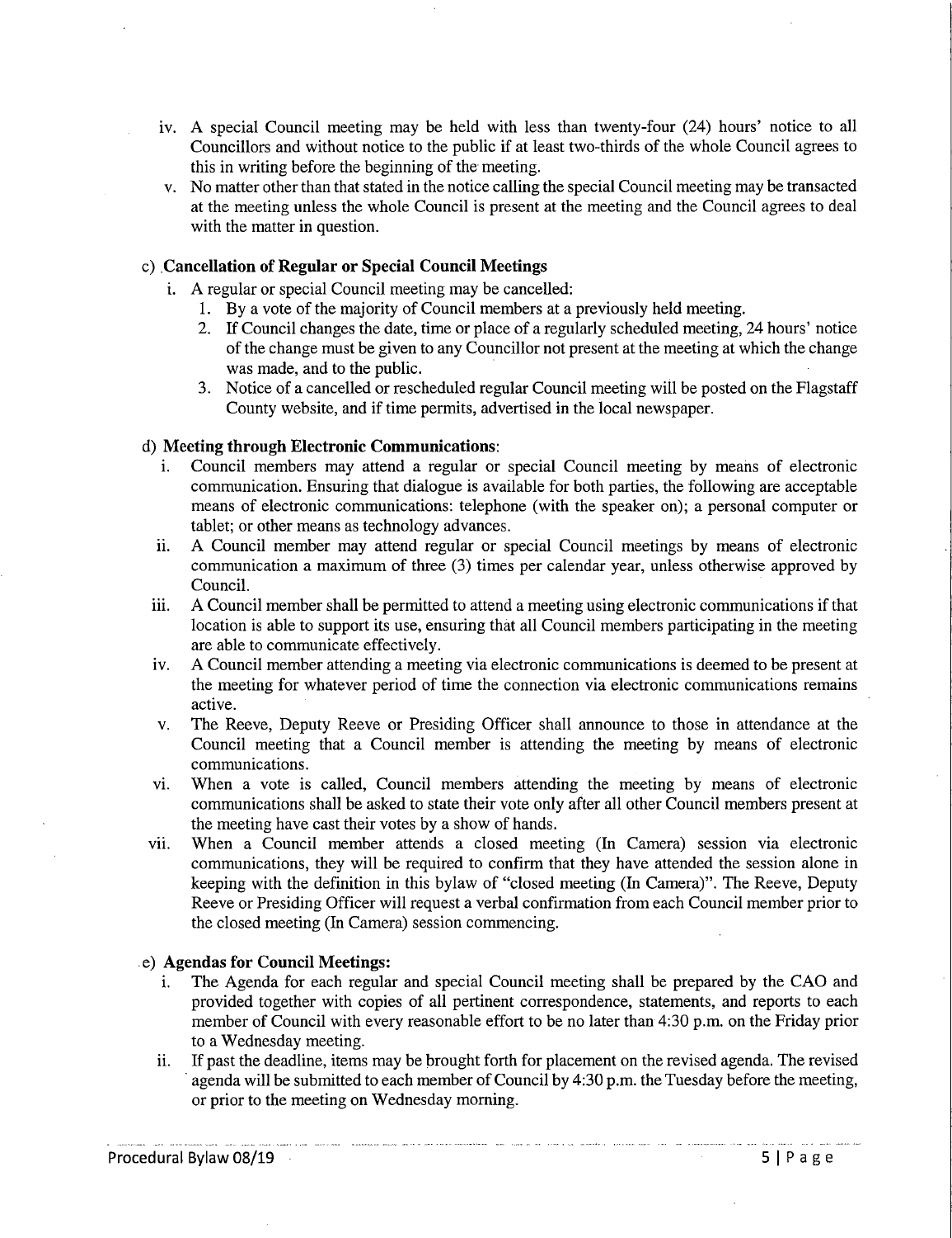iv. A special Council meeting may be held with less than twenty-four (24) hours' notice to all Councillors and without notice to the public if at least two-thirds of the whole Council agrees to this in writing before the beginning of the meeting.

v. No matter other than that stated in the notice calling the special Council meeting may be transacted at the meeting unless the whole Council is present at the meeting and the Council agrees to deal with the matter in question.

c) **Cancellation of Regular or Special Council Meetings**

i. A regular or special Council meeting may be cancelled:

1. By a vote of the majority of Council members at a previously held meeting.
2. If Council changes the date, time or place of a regularly scheduled meeting, 24 hours' notice of the change must be given to any Councillor not present at the meeting at which the change was made, and to the public.
3. Notice of a cancelled or rescheduled regular Council meeting will be posted on the Flagstaff County website, and if time permits, advertised in the local newspaper.

d) **Meeting through Electronic Communications**:

i. Council members may attend a regular or special Council meeting by means of electronic communication. Ensuring that dialogue is available for both parties, the following are acceptable means of electronic communications: telephone (with the speaker on); a personal computer or tablet; or other means as technology advances.

ii. A Council member may attend regular or special Council meetings by means of electronic communication a maximum of three (3) times per calendar year, unless otherwise approved by Council.

iii. A Council member shall be permitted to attend a meeting using electronic communications if that location is able to support its use, ensuring that all Council members participating in the meeting are able to communicate effectively.

iv. A Council member attending a meeting via electronic communications is deemed to be present at the meeting for whatever period of time the connection via electronic communications remains active.

v. The Reeve, Deputy Reeve or Presiding Officer shall announce to those in attendance at the Council meeting that a Council member is attending the meeting by means of electronic communications.

vi. When a vote is called, Council members attending the meeting by means of electronic communications shall be asked to state their vote only after all other Council members present at the meeting have cast their votes by a show of hands.

vii. When a Council member attends a closed meeting (In Camera) session via electronic communications, they will be required to confirm that they have attended the session alone in keeping with the definition in this bylaw of "closed meeting (In Camera)". The Reeve, Deputy Reeve or Presiding Officer will request a verbal confirmation from each Council member prior to the closed meeting (In Camera) session commencing.

e) **Agendas for Council Meetings:**

i. The Agenda for each regular and special Council meeting shall be prepared by the CAO and provided together with copies of all pertinent correspondence, statements, and reports to each member of Council with every reasonable effort to be no later than 4:30 p.m. on the Friday prior to a Wednesday meeting.

ii. If past the deadline, items may be brought forth for placement on the revised agenda. The revised agenda will be submitted to each member of Council by 4:30 p.m. the Tuesday before the meeting, or prior to the meeting on Wednesday morning.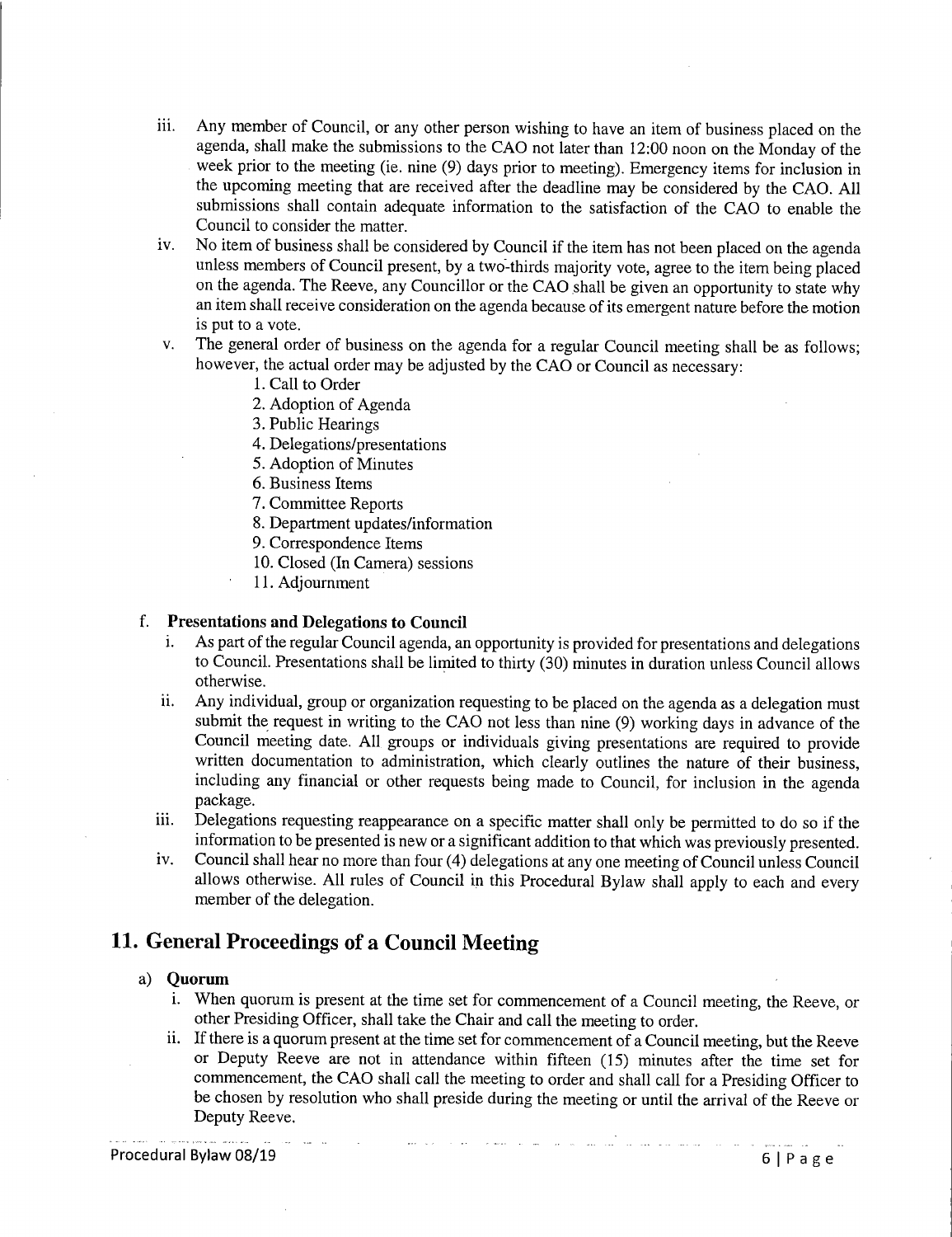iii. Any member of Council, or any other person wishing to have an item of business placed on the agenda, shall make the submissions to the CAO not later than 12:00 noon on the Monday of the week prior to the meeting (ie. nine (9) days prior to meeting). Emergency items for inclusion in the upcoming meeting that are received after the deadline may be considered by the CAO. All submissions shall contain adequate information to the satisfaction of the CAO to enable the Council to consider the matter.

iv. No item of business shall be considered by Council if the item has not been placed on the agenda unless members of Council present, by a two-thirds majority vote, agree to the item being placed on the agenda. The Reeve, any Councillor or the CAO shall be given an opportunity to state why an item shall receive consideration on the agenda because of its emergent nature before the motion is put to a vote.

v. The general order of business on the agenda for a regular Council meeting shall be as follows; however, the actual order may be adjusted by the CAO or Council as necessary:

   1. Call to Order
   2. Adoption of Agenda
   3. Public Hearings
   4. Delegations/presentations
   5. Adoption of Minutes
   6. Business Items
   7. Committee Reports
   8. Department updates/information
   9. Correspondence Items
   10. Closed (In Camera) sessions
   11. Adjournment

f. **Presentations and Delegations to Council**

i. As part of the regular Council agenda, an opportunity is provided for presentations and delegations to Council. Presentations shall be limited to thirty (30) minutes in duration unless Council allows otherwise.

ii. Any individual, group or organization requesting to be placed on the agenda as a delegation must submit the request in writing to the CAO not less than nine (9) working days in advance of the Council meeting date. All groups or individuals giving presentations are required to provide written documentation to administration, which clearly outlines the nature of their business, including any financial or other requests being made to Council, for inclusion in the agenda package.

iii. Delegations requesting reappearance on a specific matter shall only be permitted to do so if the information to be presented is new or a significant addition to that which was previously presented.

iv. Council shall hear no more than four (4) delegations at any one meeting of Council unless Council allows otherwise. All rules of Council in this Procedural Bylaw shall apply to each and every member of the delegation.

## 11. General Proceedings of a Council Meeting

a) **Quorum**

i. When quorum is present at the time set for commencement of a Council meeting, the Reeve, or other Presiding Officer, shall take the Chair and call the meeting to order.

ii. If there is a quorum present at the time set for commencement of a Council meeting, but the Reeve or Deputy Reeve are not in attendance within fifteen (15) minutes after the time set for commencement, the CAO shall call the meeting to order and shall call for a Presiding Officer to be chosen by resolution who shall preside during the meeting or until the arrival of the Reeve or Deputy Reeve.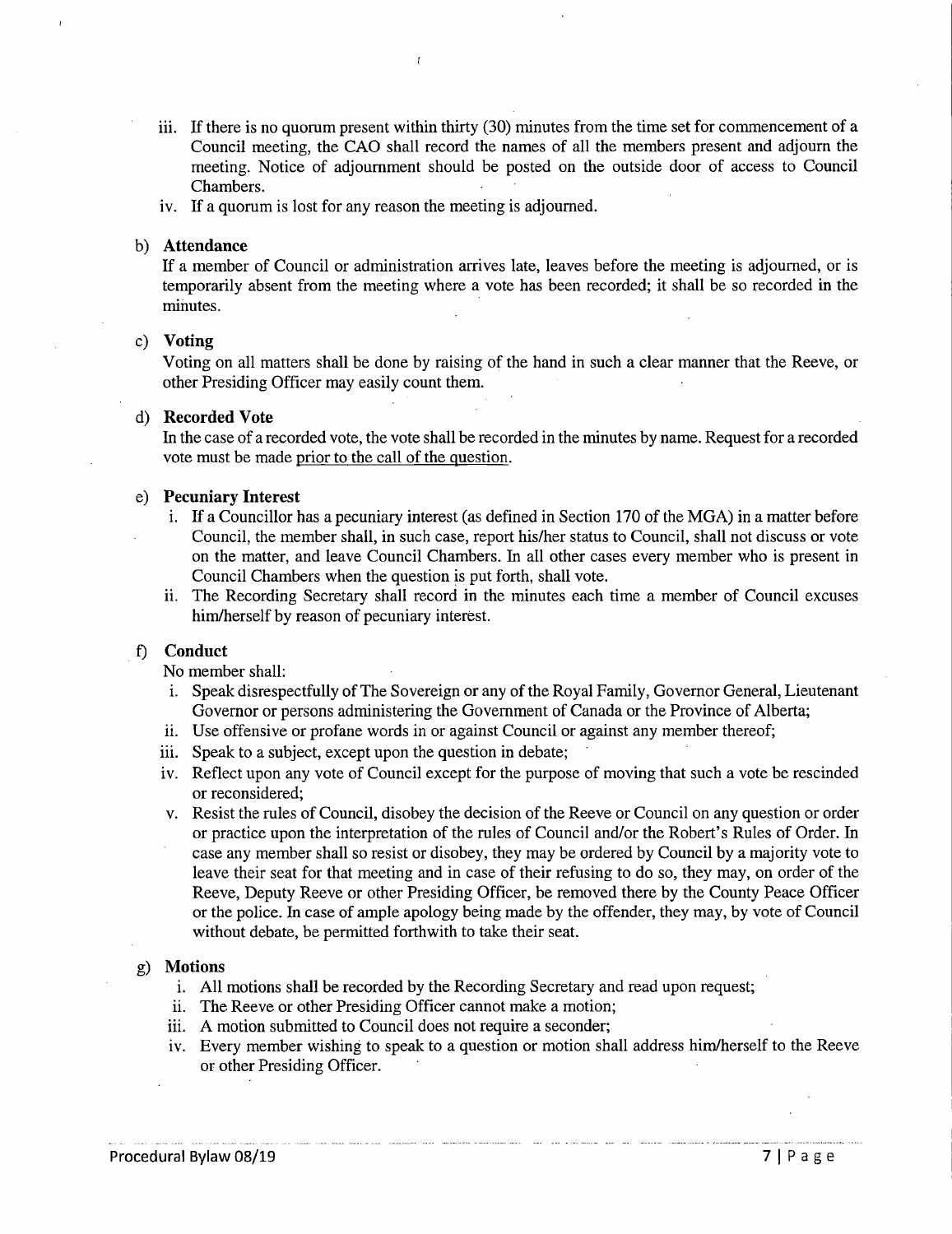iii. If there is no quorum present within thirty (30) minutes from the time set for commencement of a Council meeting, the CAO shall record the names of all the members present and adjourn the meeting. Notice of adjournment should be posted on the outside door of access to Council Chambers.

iv. If a quorum is lost for any reason the meeting is adjourned.

b) **Attendance**

If a member of Council or administration arrives late, leaves before the meeting is adjourned, or is temporarily absent from the meeting where a vote has been recorded; it shall be so recorded in the minutes.

c) **Voting**

Voting on all matters shall be done by raising of the hand in such a clear manner that the Reeve, or other Presiding Officer may easily count them.

d) **Recorded Vote**

In the case of a recorded vote, the vote shall be recorded in the minutes by name. Request for a recorded vote must be made <u>prior to the call of the question</u>.

e) **Pecuniary Interest**

i. If a Councillor has a pecuniary interest (as defined in Section 170 of the MGA) in a matter before Council, the member shall, in such case, report his/her status to Council, shall not discuss or vote on the matter, and leave Council Chambers. In all other cases every member who is present in Council Chambers when the question is put forth, shall vote.

ii. The Recording Secretary shall record in the minutes each time a member of Council excuses him/herself by reason of pecuniary interest.

f) **Conduct**

No member shall:

i. Speak disrespectfully of The Sovereign or any of the Royal Family, Governor General, Lieutenant Governor or persons administering the Government of Canada or the Province of Alberta;

ii. Use offensive or profane words in or against Council or against any member thereof;

iii. Speak to a subject, except upon the question in debate;

iv. Reflect upon any vote of Council except for the purpose of moving that such a vote be rescinded or reconsidered;

v. Resist the rules of Council, disobey the decision of the Reeve or Council on any question or order or practice upon the interpretation of the rules of Council and/or the Robert's Rules of Order. In case any member shall so resist or disobey, they may be ordered by Council by a majority vote to leave their seat for that meeting and in case of their refusing to do so, they may, on order of the Reeve, Deputy Reeve or other Presiding Officer, be removed there by the County Peace Officer or the police. In case of ample apology being made by the offender, they may, by vote of Council without debate, be permitted forthwith to take their seat.

g) **Motions**

i. All motions shall be recorded by the Recording Secretary and read upon request;

ii. The Reeve or other Presiding Officer cannot make a motion;

iii. A motion submitted to Council does not require a seconder;

iv. Every member wishing to speak to a question or motion shall address him/herself to the Reeve or other Presiding Officer.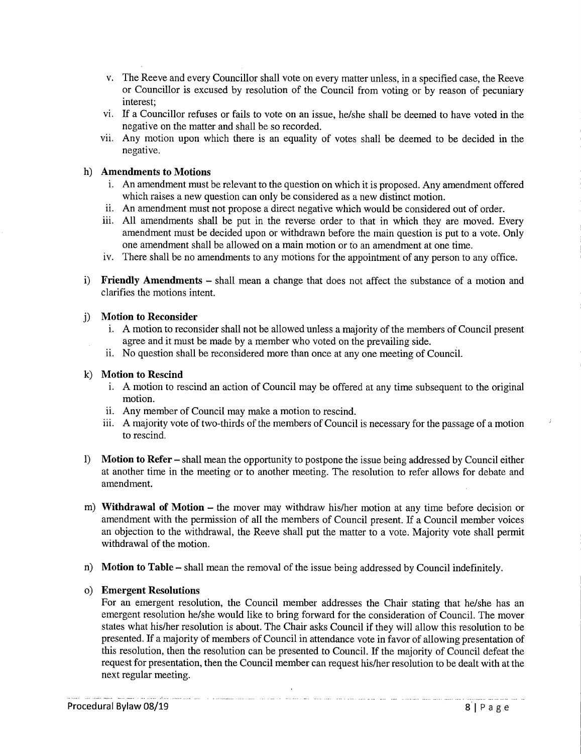v. The Reeve and every Councillor shall vote on every matter unless, in a specified case, the Reeve or Councillor is excused by resolution of the Council from voting or by reason of pecuniary interest;
vi. If a Councillor refuses or fails to vote on an issue, he/she shall be deemed to have voted in the negative on the matter and shall be so recorded.
vii. Any motion upon which there is an equality of votes shall be deemed to be decided in the negative.

h) **Amendments to Motions**
   i. An amendment must be relevant to the question on which it is proposed. Any amendment offered which raises a new question can only be considered as a new distinct motion.
   ii. An amendment must not propose a direct negative which would be considered out of order.
   iii. All amendments shall be put in the reverse order to that in which they are moved. Every amendment must be decided upon or withdrawn before the main question is put to a vote. Only one amendment shall be allowed on a main motion or to an amendment at one time.
   iv. There shall be no amendments to any motions for the appointment of any person to any office.

i) **Friendly Amendments** – shall mean a change that does not affect the substance of a motion and clarifies the motions intent.

j) **Motion to Reconsider**
   i. A motion to reconsider shall not be allowed unless a majority of the members of Council present agree and it must be made by a member who voted on the prevailing side.
   ii. No question shall be reconsidered more than once at any one meeting of Council.

k) **Motion to Rescind**
   i. A motion to rescind an action of Council may be offered at any time subsequent to the original motion.
   ii. Any member of Council may make a motion to rescind.
   iii. A majority vote of two-thirds of the members of Council is necessary for the passage of a motion to rescind.

l) **Motion to Refer** – shall mean the opportunity to postpone the issue being addressed by Council either at another time in the meeting or to another meeting. The resolution to refer allows for debate and amendment.

m) **Withdrawal of Motion** – the mover may withdraw his/her motion at any time before decision or amendment with the permission of all the members of Council present. If a Council member voices an objection to the withdrawal, the Reeve shall put the matter to a vote. Majority vote shall permit withdrawal of the motion.

n) **Motion to Table** – shall mean the removal of the issue being addressed by Council indefinitely.

o) **Emergent Resolutions**

For an emergent resolution, the Council member addresses the Chair stating that he/she has an emergent resolution he/she would like to bring forward for the consideration of Council. The mover states what his/her resolution is about. The Chair asks Council if they will allow this resolution to be presented. If a majority of members of Council in attendance vote in favor of allowing presentation of this resolution, then the resolution can be presented to Council. If the majority of Council defeat the request for presentation, then the Council member can request his/her resolution to be dealt with at the next regular meeting.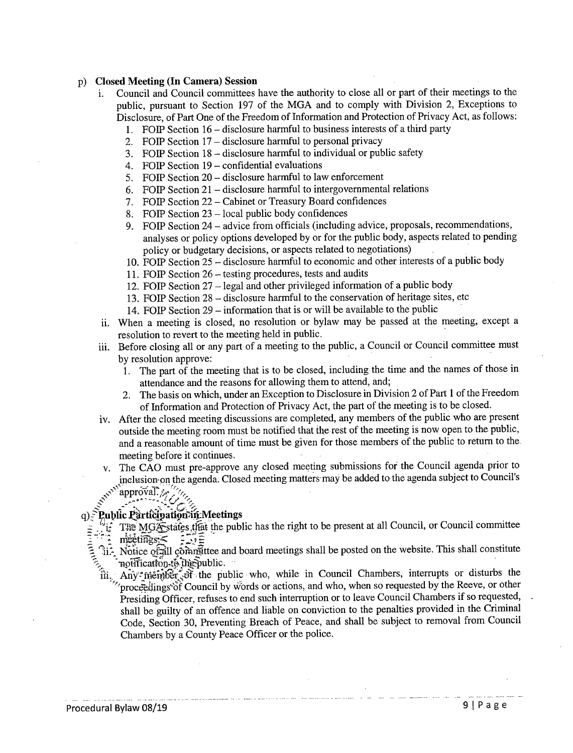p) **Closed Meeting (In Camera) Session**

i. Council and Council committees have the authority to close all or part of their meetings to the public, pursuant to Section 197 of the MGA and to comply with Division 2, Exceptions to Disclosure, of Part One of the Freedom of Information and Protection of Privacy Act, as follows:

1. FOIP Section 16 – disclosure harmful to business interests of a third party
2. FOIP Section 17 – disclosure harmful to personal privacy
3. FOIP Section 18 – disclosure harmful to individual or public safety
4. FOIP Section 19 – confidential evaluations
5. FOIP Section 20 – disclosure harmful to law enforcement
6. FOIP Section 21 – disclosure harmful to intergovernmental relations
7. FOIP Section 22 – Cabinet or Treasury Board confidences
8. FOIP Section 23 – local public body confidences
9. FOIP Section 24 – advice from officials (including advice, proposals, recommendations, analyses or policy options developed by or for the public body, aspects related to pending policy or budgetary decisions, or aspects related to negotiations)
10. FOIP Section 25 – disclosure harmful to economic and other interests of a public body
11. FOIP Section 26 – testing procedures, tests and audits
12. FOIP Section 27 – legal and other privileged information of a public body
13. FOIP Section 28 – disclosure harmful to the conservation of heritage sites, etc
14. FOIP Section 29 – information that is or will be available to the public

ii. When a meeting is closed, no resolution or bylaw may be passed at the meeting, except a resolution to revert to the meeting held in public.

iii. Before closing all or any part of a meeting to the public, a Council or Council committee must by resolution approve:

1. The part of the meeting that is to be closed, including the time and the names of those in attendance and the reasons for allowing them to attend, and;
2. The basis on which, under an Exception to Disclosure in Division 2 of Part 1 of the Freedom of Information and Protection of Privacy Act, the part of the meeting is to be closed.

iv. After the closed meeting discussions are completed, any members of the public who are present outside the meeting room must be notified that the rest of the meeting is now open to the public, and a reasonable amount of time must be given for those members of the public to return to the meeting before it continues.

v. The CAO must pre-approve any closed meeting submissions for the Council agenda prior to inclusion on the agenda. Closed meeting matters may be added to the agenda subject to Council's approval.

q) **Public Participation in Meetings**

i. The MGA states that the public has the right to be present at all Council, or Council committee meetings.

ii. Notice of all committee and board meetings shall be posted on the website. This shall constitute notification to the public.

iii. Any member of the public who, while in Council Chambers, interrupts or disturbs the proceedings of Council by words or actions, and who, when so requested by the Reeve, or other Presiding Officer, refuses to end such interruption or to leave Council Chambers if so requested, shall be guilty of an offence and liable on conviction to the penalties provided in the Criminal Code, Section 30, Preventing Breach of Peace, and shall be subject to removal from Council Chambers by a County Peace Officer or the police.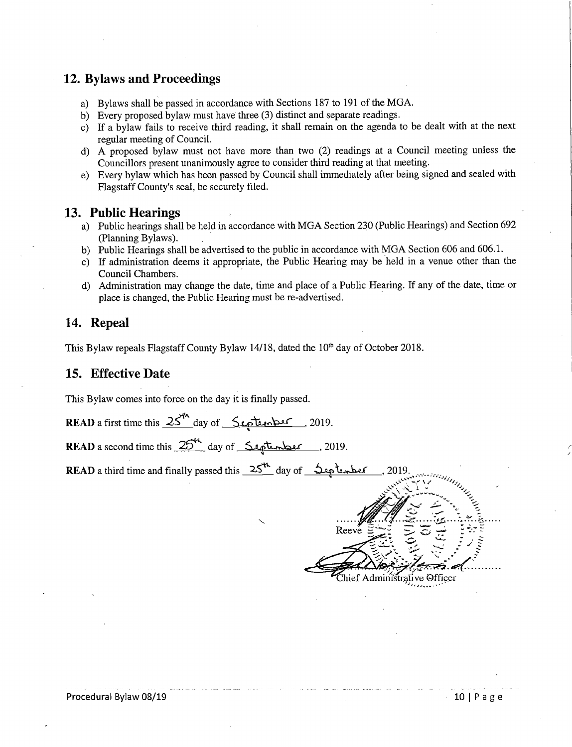## 12. Bylaws and Proceedings

a) Bylaws shall be passed in accordance with Sections 187 to 191 of the MGA.
b) Every proposed bylaw must have three (3) distinct and separate readings.
c) If a bylaw fails to receive third reading, it shall remain on the agenda to be dealt with at the next regular meeting of Council.
d) A proposed bylaw must not have more than two (2) readings at a Council meeting unless the Councillors present unanimously agree to consider third reading at that meeting.
e) Every bylaw which has been passed by Council shall immediately after being signed and sealed with Flagstaff County's seal, be securely filed.

## 13. Public Hearings

a) Public hearings shall be held in accordance with MGA Section 230 (Public Hearings) and Section 692 (Planning Bylaws).
b) Public Hearings shall be advertised to the public in accordance with MGA Section 606 and 606.1.
c) If administration deems it appropriate, the Public Hearing may be held in a venue other than the Council Chambers.
d) Administration may change the date, time and place of a Public Hearing. If any of the date, time or place is changed, the Public Hearing must be re-advertised.

## 14. Repeal

This Bylaw repeals Flagstaff County Bylaw 14/18, dated the 10th day of October 2018.

## 15. Effective Date

This Bylaw comes into force on the day it is finally passed.

**READ** a first time this 25th day of September, 2019.

**READ** a second time this 25th day of September, 2019.

**READ** a third time and finally passed this 25th day of September, 2019.

Reeve

Chief Administrative Officer